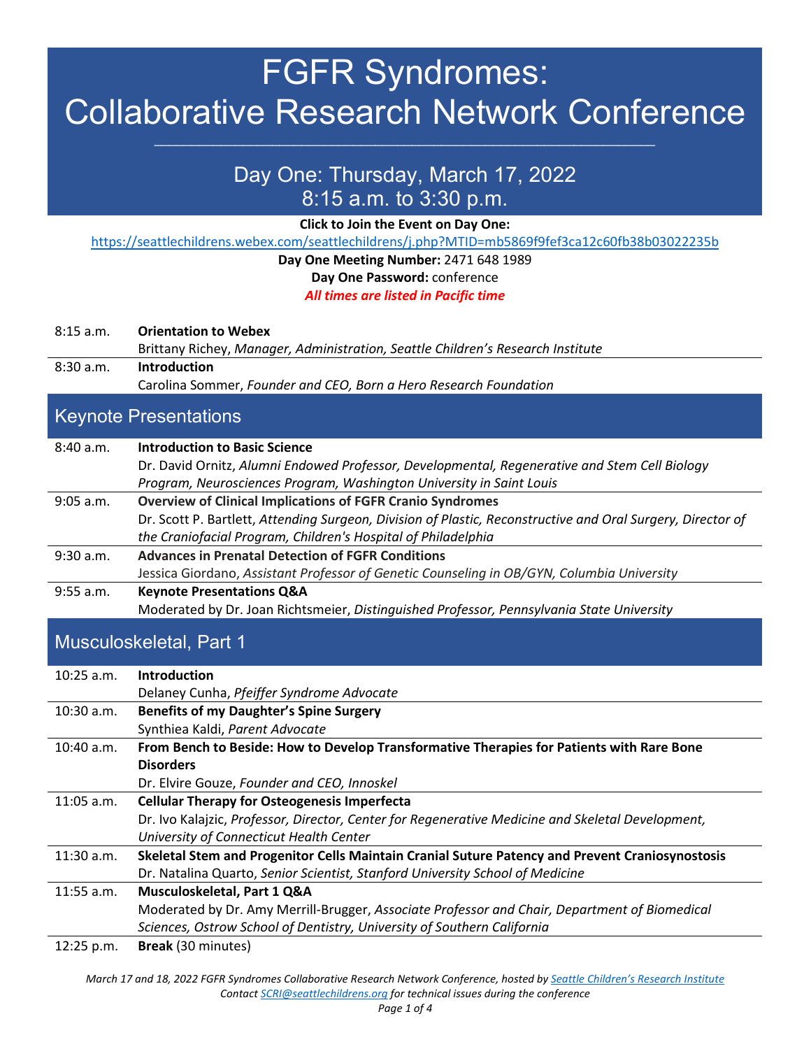# FGFR Syndromes: Collaborative Research Network Conference

## Day One: Thursday, March 17, 2022
## 8:15 a.m. to 3:30 p.m.

**Click to Join the Event on Day One:**
https://seattlechildrens.webex.com/seattlechildrens/j.php?MTID=mb5869f9fef3ca12c60fb38b03022235b

**Day One Meeting Number:** 2471 648 1989

**Day One Password:** conference

***All times are listed in Pacific time***

| | |
|---|---|
| 8:15 a.m. | **Orientation to Webex**<br>Brittany Richey, *Manager, Administration, Seattle Children's Research Institute* |
| 8:30 a.m. | **Introduction**<br>Carolina Sommer, *Founder and CEO, Born a Hero Research Foundation* |

## Keynote Presentations

| | |
|---|---|
| 8:40 a.m. | **Introduction to Basic Science**<br>Dr. David Ornitz, *Alumni Endowed Professor, Developmental, Regenerative and Stem Cell Biology Program, Neurosciences Program, Washington University in Saint Louis* |
| 9:05 a.m. | **Overview of Clinical Implications of FGFR Cranio Syndromes**<br>Dr. Scott P. Bartlett, *Attending Surgeon, Division of Plastic, Reconstructive and Oral Surgery, Director of the Craniofacial Program, Children's Hospital of Philadelphia* |
| 9:30 a.m. | **Advances in Prenatal Detection of FGFR Conditions**<br>Jessica Giordano, *Assistant Professor of Genetic Counseling in OB/GYN, Columbia University* |
| 9:55 a.m. | **Keynote Presentations Q&A**<br>Moderated by Dr. Joan Richtsmeier, *Distinguished Professor, Pennsylvania State University* |

## Musculoskeletal, Part 1

| | |
|---|---|
| 10:25 a.m. | **Introduction**<br>Delaney Cunha, *Pfeiffer Syndrome Advocate* |
| 10:30 a.m. | **Benefits of my Daughter's Spine Surgery**<br>Synthiea Kaldi, *Parent Advocate* |
| 10:40 a.m. | **From Bench to Beside: How to Develop Transformative Therapies for Patients with Rare Bone Disorders**<br>Dr. Elvire Gouze, *Founder and CEO, Innoskel* |
| 11:05 a.m. | **Cellular Therapy for Osteogenesis Imperfecta**<br>Dr. Ivo Kalajzic, *Professor, Director, Center for Regenerative Medicine and Skeletal Development, University of Connecticut Health Center* |
| 11:30 a.m. | **Skeletal Stem and Progenitor Cells Maintain Cranial Suture Patency and Prevent Craniosynostosis**<br>Dr. Natalina Quarto, *Senior Scientist, Stanford University School of Medicine* |
| 11:55 a.m. | **Musculoskeletal, Part 1 Q&A**<br>Moderated by Dr. Amy Merrill-Brugger, *Associate Professor and Chair, Department of Biomedical Sciences, Ostrow School of Dentistry, University of Southern California* |
| 12:25 p.m. | **Break** (30 minutes) |

*March 17 and 18, 2022 FGFR Syndromes Collaborative Research Network Conference, hosted by Seattle Children's Research Institute*
*Contact SCRI@seattlechildrens.org for technical issues during the conference*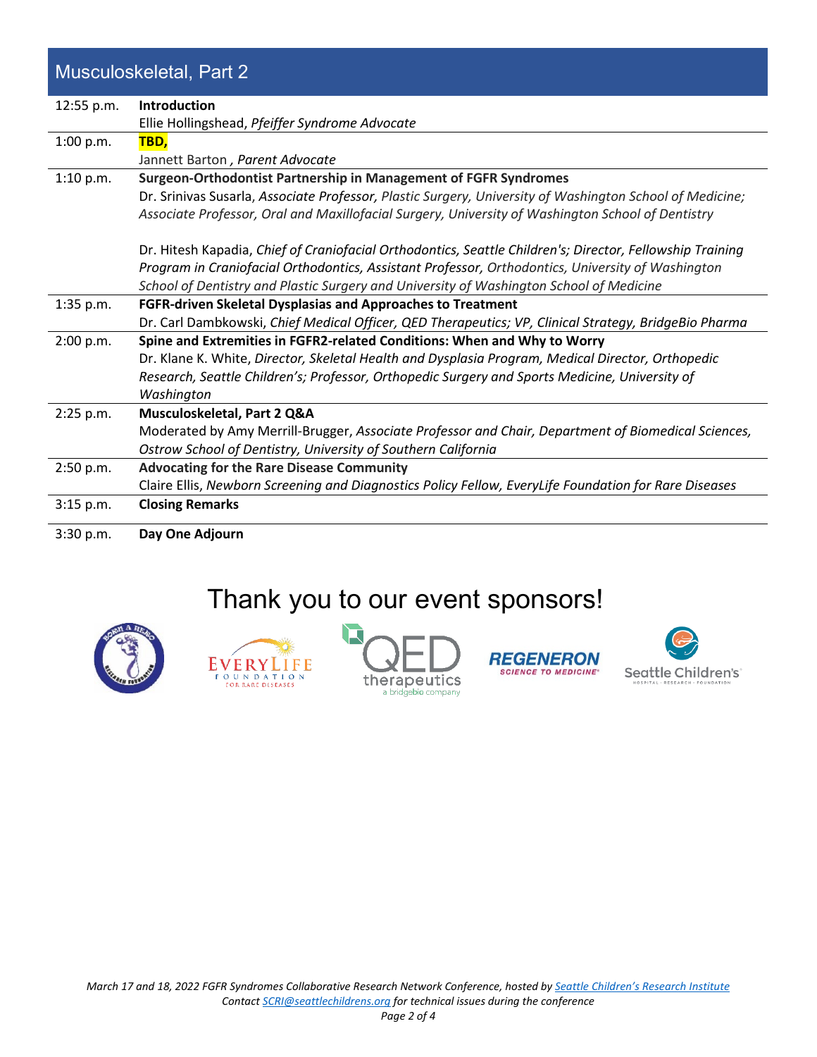## Musculoskeletal, Part 2

| | |
|---|---|
| 12:55 p.m. | **Introduction**<br>Ellie Hollingshead, *Pfeiffer Syndrome Advocate* |
| 1:00 p.m. | **TBD,**<br>Jannett Barton *, Parent Advocate* |
| 1:10 p.m. | **Surgeon-Orthodontist Partnership in Management of FGFR Syndromes**<br>Dr. Srinivas Susarla, *Associate Professor, Plastic Surgery, University of Washington School of Medicine; Associate Professor, Oral and Maxillofacial Surgery, University of Washington School of Dentistry*<br><br>Dr. Hitesh Kapadia, *Chief of Craniofacial Orthodontics, Seattle Children's; Director, Fellowship Training Program in Craniofacial Orthodontics, Assistant Professor, Orthodontics, University of Washington School of Dentistry and Plastic Surgery and University of Washington School of Medicine* |
| 1:35 p.m. | **FGFR-driven Skeletal Dysplasias and Approaches to Treatment**<br>Dr. Carl Dambkowski, *Chief Medical Officer, QED Therapeutics; VP, Clinical Strategy, BridgeBio Pharma* |
| 2:00 p.m. | **Spine and Extremities in FGFR2-related Conditions: When and Why to Worry**<br>Dr. Klane K. White, *Director, Skeletal Health and Dysplasia Program, Medical Director, Orthopedic Research, Seattle Children's; Professor, Orthopedic Surgery and Sports Medicine, University of Washington* |
| 2:25 p.m. | **Musculoskeletal, Part 2 Q&A**<br>Moderated by Amy Merrill-Brugger, *Associate Professor and Chair, Department of Biomedical Sciences, Ostrow School of Dentistry, University of Southern California* |
| 2:50 p.m. | **Advocating for the Rare Disease Community**<br>Claire Ellis, *Newborn Screening and Diagnostics Policy Fellow, EveryLife Foundation for Rare Diseases* |
| 3:15 p.m. | **Closing Remarks** |
| 3:30 p.m. | **Day One Adjourn** |

# Thank you to our event sponsors!

Born a Hero Research Foundation · EveryLife Foundation for Rare Diseases · QED therapeutics, a bridgebio company · Regeneron Science to Medicine · Seattle Children's Hospital · Research · Foundation

*March 17 and 18, 2022 FGFR Syndromes Collaborative Research Network Conference, hosted by [Seattle Children's Research Institute](Seattle Children's Research Institute)*
*Contact [SCRI@seattlechildrens.org](mailto:SCRI@seattlechildrens.org) for technical issues during the conference*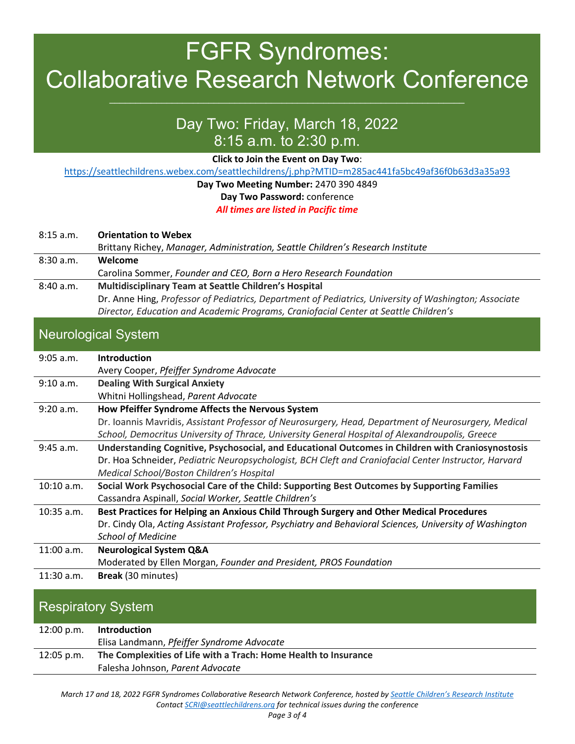# FGFR Syndromes: Collaborative Research Network Conference

## Day Two: Friday, March 18, 2022
## 8:15 a.m. to 2:30 p.m.

**Click to Join the Event on Day Two**:

https://seattlechildrens.webex.com/seattlechildrens/j.php?MTID=m285ac441fa5bc49af36f0b63d3a35a93

**Day Two Meeting Number:** 2470 390 4849

**Day Two Password:** conference

***All times are listed in Pacific time***

| | |
|---|---|
| 8:15 a.m. | **Orientation to Webex**<br>Brittany Richey, *Manager, Administration, Seattle Children's Research Institute* |
| 8:30 a.m. | **Welcome**<br>Carolina Sommer, *Founder and CEO, Born a Hero Research Foundation* |
| 8:40 a.m. | **Multidisciplinary Team at Seattle Children's Hospital**<br>Dr. Anne Hing, *Professor of Pediatrics, Department of Pediatrics, University of Washington; Associate Director, Education and Academic Programs, Craniofacial Center at Seattle Children's* |

## Neurological System

| | |
|---|---|
| 9:05 a.m. | **Introduction**<br>Avery Cooper, *Pfeiffer Syndrome Advocate* |
| 9:10 a.m. | **Dealing With Surgical Anxiety**<br>Whitni Hollingshead, *Parent Advocate* |
| 9:20 a.m. | **How Pfeiffer Syndrome Affects the Nervous System**<br>Dr. Ioannis Mavridis, *Assistant Professor of Neurosurgery, Head, Department of Neurosurgery, Medical School, Democritus University of Thrace, University General Hospital of Alexandroupolis, Greece* |
| 9:45 a.m. | **Understanding Cognitive, Psychosocial, and Educational Outcomes in Children with Craniosynostosis**<br>Dr. Hoa Schneider, *Pediatric Neuropsychologist, BCH Cleft and Craniofacial Center Instructor, Harvard Medical School/Boston Children's Hospital* |
| 10:10 a.m. | **Social Work Psychosocial Care of the Child: Supporting Best Outcomes by Supporting Families**<br>Cassandra Aspinall, *Social Worker, Seattle Children's* |
| 10:35 a.m. | **Best Practices for Helping an Anxious Child Through Surgery and Other Medical Procedures**<br>Dr. Cindy Ola, *Acting Assistant Professor, Psychiatry and Behavioral Sciences, University of Washington School of Medicine* |
| 11:00 a.m. | **Neurological System Q&A**<br>Moderated by Ellen Morgan, *Founder and President, PROS Foundation* |
| 11:30 a.m. | **Break** (30 minutes) |

## Respiratory System

| | |
|---|---|
| 12:00 p.m. | **Introduction**<br>Elisa Landmann, *Pfeiffer Syndrome Advocate* |
| 12:05 p.m. | **The Complexities of Life with a Trach: Home Health to Insurance**<br>Falesha Johnson, *Parent Advocate* |

*March 17 and 18, 2022 FGFR Syndromes Collaborative Research Network Conference, hosted by Seattle Children's Research Institute*
*Contact SCRI@seattlechildrens.org for technical issues during the conference*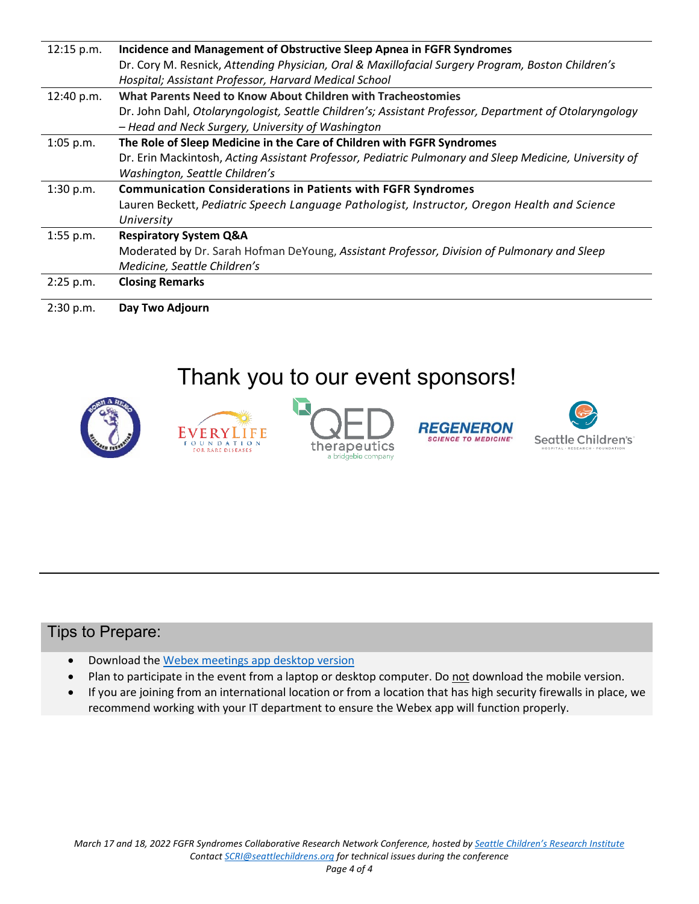| | |
|---|---|
| 12:15 p.m. | **Incidence and Management of Obstructive Sleep Apnea in FGFR Syndromes**<br>Dr. Cory M. Resnick, *Attending Physician, Oral & Maxillofacial Surgery Program, Boston Children's Hospital; Assistant Professor, Harvard Medical School* |
| 12:40 p.m. | **What Parents Need to Know About Children with Tracheostomies**<br>Dr. John Dahl, *Otolaryngologist, Seattle Children's; Assistant Professor, Department of Otolaryngology – Head and Neck Surgery, University of Washington* |
| 1:05 p.m. | **The Role of Sleep Medicine in the Care of Children with FGFR Syndromes**<br>Dr. Erin Mackintosh, *Acting Assistant Professor, Pediatric Pulmonary and Sleep Medicine, University of Washington, Seattle Children's* |
| 1:30 p.m. | **Communication Considerations in Patients with FGFR Syndromes**<br>Lauren Beckett, *Pediatric Speech Language Pathologist, Instructor, Oregon Health and Science University* |
| 1:55 p.m. | **Respiratory System Q&A**<br>Moderated by Dr. Sarah Hofman DeYoung, *Assistant Professor, Division of Pulmonary and Sleep Medicine, Seattle Children's* |
| 2:25 p.m. | **Closing Remarks** |
| 2:30 p.m. | **Day Two Adjourn** |

# Thank you to our event sponsors!

Born a Hero Research Foundation · EveryLife Foundation for Rare Diseases · QED therapeutics a bridgebio company · Regeneron Science to Medicine · Seattle Children's Hospital · Research · Foundation

## Tips to Prepare:

- Download the [Webex meetings app desktop version]
- Plan to participate in the event from a laptop or desktop computer. Do not download the mobile version.
- If you are joining from an international location or from a location that has high security firewalls in place, we recommend working with your IT department to ensure the Webex app will function properly.

*March 17 and 18, 2022 FGFR Syndromes Collaborative Research Network Conference, hosted by Seattle Children's Research Institute*
*Contact SCRI@seattlechildrens.org for technical issues during the conference*